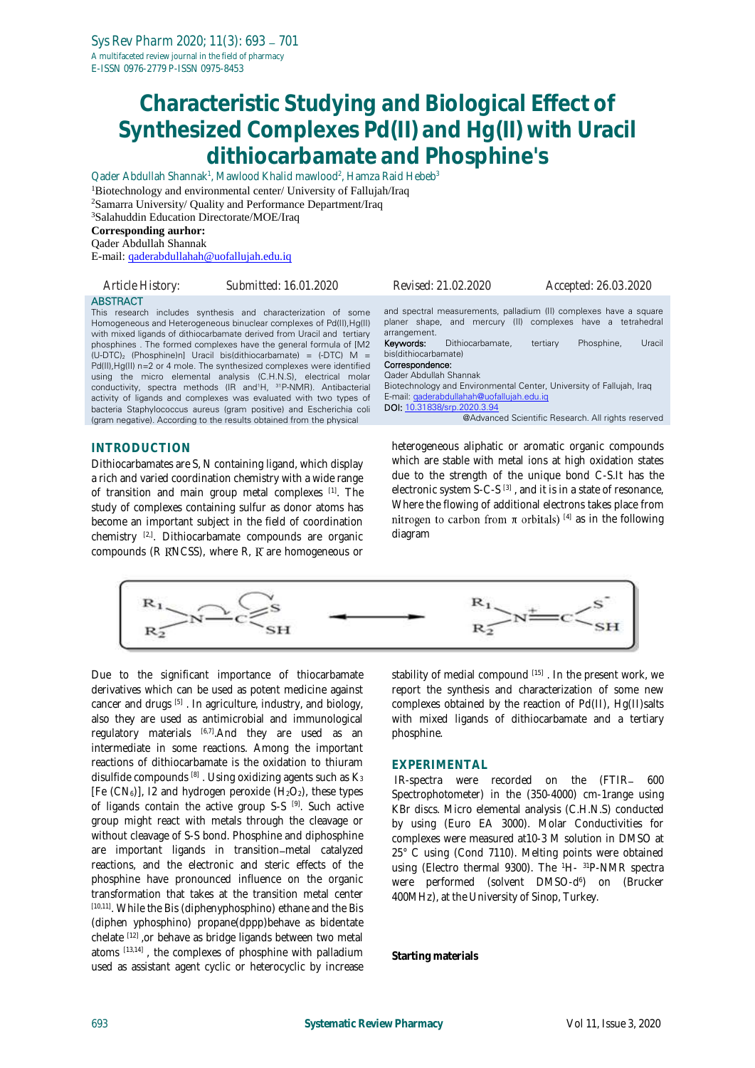# Characteristic Studying and Biological Effect of Synthesized Complexes Pd(II) and Hg(II) with Uracil dithiocarbamate and Phosphine's

Qader Abdullah Shannak[1], Mawlood Khalid mawlood[2], Hamza Raid Hebeb[3]

[1]Biotechnology and environmental center/ University of Fallujah/Iraq
[2]Samarra University/ Quality and Performance Department/Iraq
[3]Salahuddin Education Directorate/MOE/Iraq

**Corresponding aurhor:**
Qader Abdullah Shannak
E-mail: qaderabdullahah@uofallujah.edu.iq

Article History: Submitted: 16.01.2020 Revised: 21.02.2020 Accepted: 26.03.2020

## ABSTRACT

This research includes synthesis and characterization of some Homogeneous and Heterogeneous binuclear complexes of Pd(II),Hg(II) with mixed ligands of dithiocarbamate derived from Uracil and tertiary phosphines . The formed complexes have the general formula of [M2 (U-DTC)$_2$ (Phosphine)n] Uracil bis(dithiocarbamate) = (-DTC) M = Pd(II),Hg(II) n=2 or 4 mole. The synthesized complexes were identified using the micro elemental analysis (C.H.N.S), electrical molar conductivity, spectra methods (IR and $^1$H, $^{31}$P-NMR). Antibacterial activity of ligands and complexes was evaluated with two types of bacteria Staphylococcus aureus (gram positive) and Escherichia coli (gram negative). According to the results obtained from the physical and spectral measurements, palladium (II) complexes have a square planer shape, and mercury (II) complexes have a tetrahedral arrangement.

**Keywords:** Dithiocarbamate, tertiary Phosphine, Uracil bis(dithiocarbamate)

**Correspondence:**
Qader Abdullah Shannak
Biotechnology and Environmental Center, University of Fallujah, Iraq
E-mail: qaderabdullahah@uofallujah.edu.iq
**DOI:** 10.31838/srp.2020.3.94

@Advanced Scientific Research. All rights reserved

## INTRODUCTION

Dithiocarbamates are S, N containing ligand, which display a rich and varied coordination chemistry with a wide range of transition and main group metal complexes [1]. The study of complexes containing sulfur as donor atoms has become an important subject in the field of coordination chemistry [2]. Dithiocarbamate compounds are organic compounds (R R̄NCSS), where R, R̄ are homogeneous or heterogeneous aliphatic or aromatic organic compounds which are stable with metal ions at high oxidation states due to the strength of the unique bond C-S.It has the electronic system S-C-S [3] , and it is in a state of resonance, Where the flowing of additional electrons takes place from nitrogen to carbon from π orbitals) [4] as in the following diagram

Due to the significant importance of thiocarbamate derivatives which can be used as potent medicine against cancer and drugs [5] . In agriculture, industry, and biology, also they are used as antimicrobial and immunological regulatory materials [6,7].And they are used as an intermediate in some reactions. Among the important reactions of dithiocarbamate is the oxidation to thiuram disulfide compounds [8] . Using oxidizing agents such as $K_3[Fe(CN_6)]$, I2 and hydrogen peroxide ($H_2O_2$), these types of ligands contain the active group S-S [9]. Such active group might react with metals through the cleavage or without cleavage of S-S bond. Phosphine and diphosphine are important ligands in transition–metal catalyzed reactions, and the electronic and steric effects of the phosphine have pronounced influence on the organic transformation that takes at the transition metal center [10,11]. While the Bis (diphenyphosphino) ethane and the Bis (diphen yphosphino) propane(dppp)behave as bidentate chelate [12] ,or behave as bridge ligands between two metal atoms [13,14] , the complexes of phosphine with palladium used as assistant agent cyclic or heterocyclic by increase stability of medial compound [15] . In the present work, we report the synthesis and characterization of some new complexes obtained by the reaction of Pd(II), Hg(II)salts with mixed ligands of dithiocarbamate and a tertiary phosphine.

## EXPERIMENTAL

IR-spectra were recorded on the (FTIR– 600 Spectrophotometer) in the (350-4000) cm-1range using KBr discs. Micro elemental analysis (C.H.N.S) conducted by using (Euro EA 3000). Molar Conductivities for complexes were measured at10-3 M solution in DMSO at 25° C using (Cond 7110). Melting points were obtained using (Electro thermal 9300). The $^1$H- $^{31}$P-NMR spectra were performed (solvent DMSO-d$^6$) on (Brucker 400MHz), at the University of Sinop, Turkey.

**Starting materials**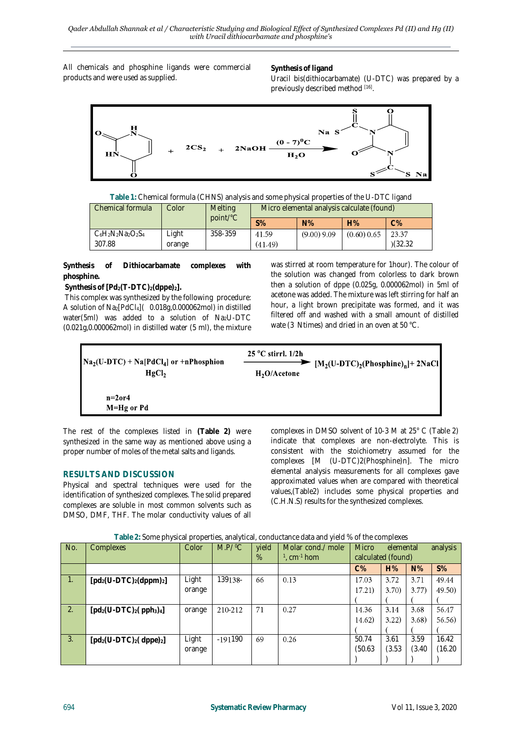All chemicals and phosphine ligands were commercial products and were used as supplied.

**Synthesis of ligand**

Uracil bis(dithiocarbamate) (U-DTC) was prepared by a previously described method [16].

**Table 1:** Chemical formula (CHNS) analysis and some physical properties of the U-DTC ligand

| Chemical formula | Color | Melting point/°C | Micro elemental analysis calculate (found) | | | |
|---|---|---|---|---|---|---|
| | | | S% | N% | H% | C% |
| $C_6H_2N_2Na_2O_2S_4$ 307.88 | Light orange | 358-359 | 41.59 (41.49) | (9.00) 9.09 | (0.60) 0.65 | 23.37 )(32.32 |

**Synthesis of Dithiocarbamate complexes with phosphine.**

**Synthesis of $[Pd_2(T\text{-}DTC)_2(dppe)_2]$.**

This complex was synthesized by the following procedure: A solution of $Na_2[PdCl_4]$( 0.018g,0.000062mol) in distilled water(5ml) was added to a solution of $Na_2$U-DTC (0.021g,0.000062mol) in distilled water (5 ml), the mixture was stirred at room temperature for 1hour). The colour of the solution was changed from colorless to dark brown then a solution of dppe (0.025g, 0.000062mol) in 5ml of acetone was added. The mixture was left stirring for half an hour, a light brown precipitate was formed, and it was filtered off and washed with a small amount of distilled wate (3 Ntimes) and dried in an oven at 50 °C.

$$Na_2(U\text{-}DTC) + Na[PdCl_4] \text{ or } HgCl_2 + n\text{Phosphion} \xrightarrow[H_2O/Acetone]{25\,^{o}C \text{ stirrl. } 1/2h} [M_2(U\text{-}DTC)_2(\text{Phosphine})_n] + 2NaCl$$

n=2or4
M=Hg or Pd

The rest of the complexes listed in **(Table 2)** were synthesized in the same way as mentioned above using a proper number of moles of the metal salts and ligands.

## RESULTS AND DISCUSSION

Physical and spectral techniques were used for the identification of synthesized complexes. The solid prepared complexes are soluble in most common solvents such as DMSO, DMF, THF. The molar conductivity values of all complexes in DMSO solvent of 10-3 M at 25° C (Table 2) indicate that complexes are non-electrolyte. This is consistent with the stoichiometry assumed for the complexes [M (U-DTC)2(Phosphine)n]. The micro elemental analysis measurements for all complexes gave approximated values when are compared with theoretical values,(Table2) includes some physical properties and (C.H.N.S) results for the synthesized complexes.

**Table 2:** Some physical properties, analytical, conductance data and yield % of the complexes

| No. | Complexes | Color | M.P/ °C | yield % | Molar cond./ mole$^{-1}$, cm$^{-1}$ hom | Micro elemental analysis calculated (found) | | | |
|---|---|---|---|---|---|---|---|---|---|
| | | | | | | C% | H% | N% | S% |
| 1. | **$[pd_2(U\text{-}DTC)_2(dppm)_2]$** | Light orange | 139138- | 66 | 0.13 | 17.03 17.21)( | 3.72 3.70)( | 3.71 3.77)( | 49.44 49.50)( |
| 2. | **$[pd_2(U\text{-}DTC)_2(\,pph_3)_4]$** | orange | 210-212 | 71 | 0.27 | 14.36 14.62)( | 3.14 3.22)( | 3.68 3.68)( | 56.47 56.56)( |
| 3. | **$[pd_2(U\text{-}DTC)_2(\,dppe)_2]$** | Light orange | -191190 | 69 | 0.26 | 50.74 (50.63 ) | 3.61 (3.53 ) | 3.59 (3.40 ) | 16.42 (16.20 ) |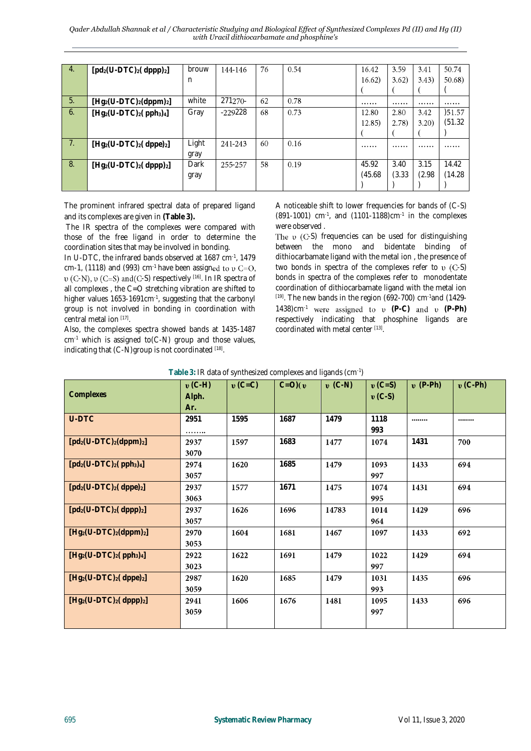| 4. | $[pd_2(U\text{-}DTC)_2(dppp)_2]$ | brouw n | 144-146 | 76 | 0.54 | 16.42 16.62) ( | 3.59 3.62) ( | 3.41 3.43) ( | 50.74 50.68) ( |
|---|---|---|---|---|---|---|---|---|---|
| 5. | $[Hg_2(U\text{-}DTC)_2(dppm)_2]$ | white | 271270- | 62 | 0.78 | …… | …… | …… | …… |
| 6. | $[Hg_2(U\text{-}DTC)_2(pph_3)_4]$ | Gray | -229228 | 68 | 0.73 | 12.80 12.85) ( | 2.80 2.78) ( | 3.42 3.20) ( | )51.57 (51.32 ) |
| 7. | $[Hg_2(U\text{-}DTC)_2(dppe)_2]$ | Light gray | 241-243 | 60 | 0.16 | …… | …… | …… | …… |
| 8. | $[Hg_2(U\text{-}DTC)_2(dppp)_2]$ | Dark gray | 255-257 | 58 | 0.19 | 45.92 (45.68 ) | 3.40 (3.33 ) | 3.15 (2.98 ) | 14.42 (14.28 ) |

The prominent infrared spectral data of prepared ligand and its complexes are given in **(Table 3).**

The IR spectra of the complexes were compared with those of the free ligand in order to determine the coordination sites that may be involved in bonding.

In U-DTC, the infrared bands observed at 1687 $cm^{-1}$, 1479 cm-1, (1118) and (993) $cm^{-1}$ have been assigned to υ C=O, υ (C-N), υ (C=S) and(C-S) respectively [16]. In IR spectra of all complexes , the C=O stretching vibration are shifted to higher values 1653-1691$cm^{-1}$, suggesting that the carbonyl group is not involved in bonding in coordination with central metal ion [17].

Also, the complexes spectra showed bands at 1435-1487 $cm^{-1}$ which is assigned to(C-N) group and those values, indicating that (C-N)group is not coordinated [18].

A noticeable shift to lower frequencies for bands of (C-S) (891-1001) $cm^{-1}$, and (1101-1188)$cm^{-1}$ in the complexes were observed .

The υ (C-S) frequencies can be used for distinguishing between the mono and bidentate binding of dithiocarbamate ligand with the metal ion , the presence of two bonds in spectra of the complexes refer to υ (C-S) bonds in spectra of the complexes refer to monodentate coordination of dithiocarbamate ligand with the metal ion [19]. The new bands in the region (692-700) $cm^{-1}$and (1429-1438)$cm^{-1}$ were assigned to υ **(P-C)** and υ **(P-Ph)** respectively indicating that phosphine ligands are coordinated with metal center [13].

**Table 3:** IR data of synthesized complexes and ligands ($cm^{-1}$)

| Complexes | υ (C-H) Alph. Ar. | υ (C=C) | C=O)( υ | υ (C-N) | υ (C=S) υ (C-S) | υ (P-Ph) | υ (C-Ph) |
|---|---|---|---|---|---|---|---|
| U-DTC | 2951 …….. | 1595 | 1687 | 1479 | 1118 993 | …….. | …….. |
| $[pd_2(U\text{-}DTC)_2(dppm)_2]$ | 2937 3070 | 1597 | 1683 | 1477 | 1074 | 1431 | 700 |
| $[pd_2(U\text{-}DTC)_2(pph_3)_4]$ | 2974 3057 | 1620 | 1685 | 1479 | 1093 997 | 1433 | 694 |
| $[pd_2(U\text{-}DTC)_2(dppe)_2]$ | 2937 3063 | 1577 | 1671 | 1475 | 1074 995 | 1431 | 694 |
| $[pd_2(U\text{-}DTC)_2(dppp)_2]$ | 2937 3057 | 1626 | 1696 | 14783 | 1014 964 | 1429 | 696 |
| $[Hg_2(U\text{-}DTC)_2(dppm)_2]$ | 2970 3053 | 1604 | 1681 | 1467 | 1097 | 1433 | 692 |
| $[Hg_2(U\text{-}DTC)_2(pph_3)_4]$ | 2922 3023 | 1622 | 1691 | 1479 | 1022 997 | 1429 | 694 |
| $[Hg_2(U\text{-}DTC)_2(dppe)_2]$ | 2987 3059 | 1620 | 1685 | 1479 | 1031 993 | 1435 | 696 |
| $[Hg_2(U\text{-}DTC)_2(dppp)_2]$ | 2941 3059 | 1606 | 1676 | 1481 | 1095 997 | 1433 | 696 |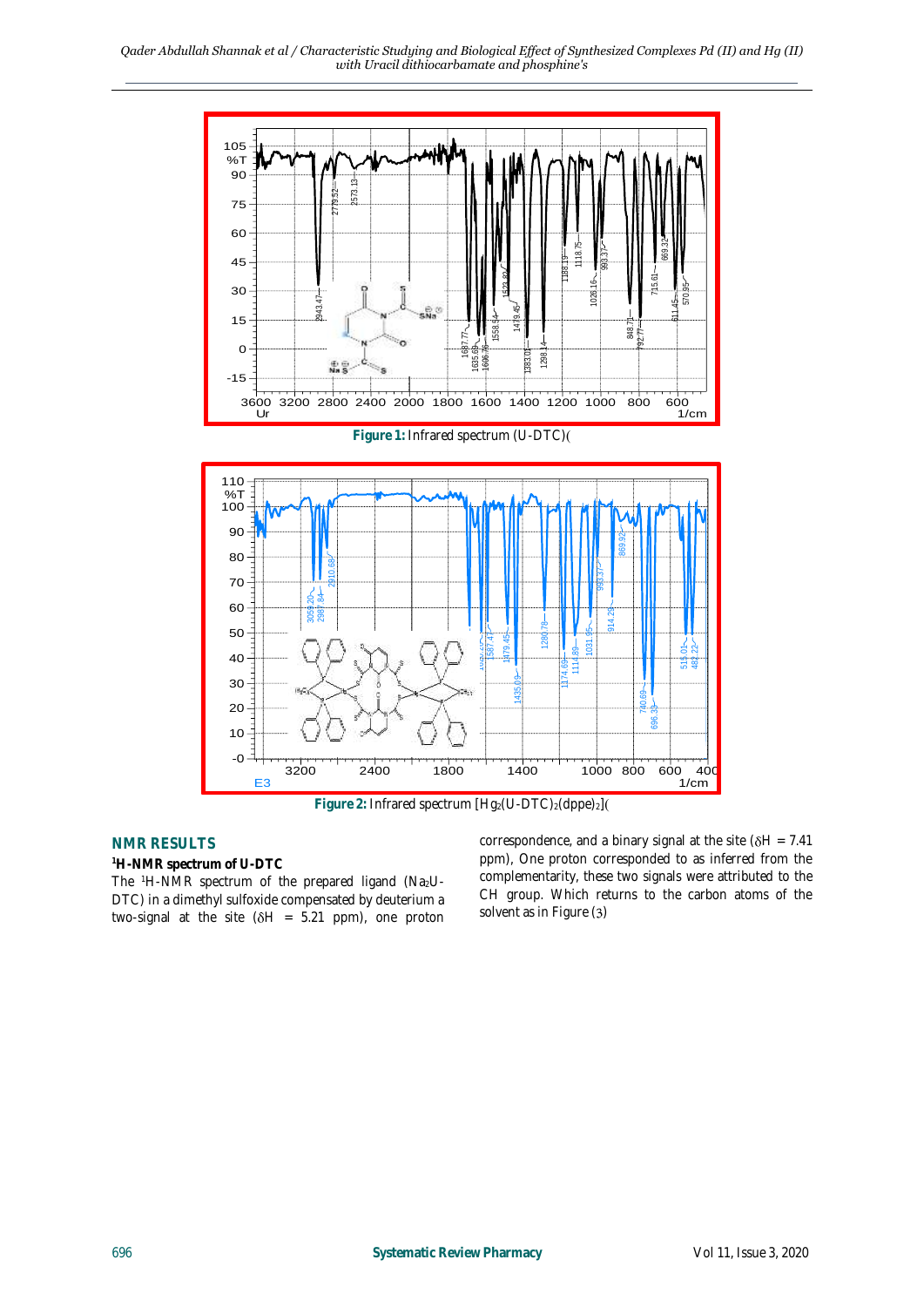Figure 1: Infrared spectrum (U-DTC)(

Figure 2: Infrared spectrum [$Hg_2(U\text{-}DTC)_2(dppe)_2$](

## NMR RESULTS

### [1]H-NMR spectrum of U-DTC

The [1]H-NMR spectrum of the prepared ligand ($Na_2U$-DTC) in a dimethyl sulfoxide compensated by deuterium a two-signal at the site ($\delta H = 5.21$ ppm), one proton correspondence, and a binary signal at the site ($\delta H = 7.41$ ppm), One proton corresponded to as inferred from the complementarity, these two signals were attributed to the CH group. Which returns to the carbon atoms of the solvent as in Figure (3)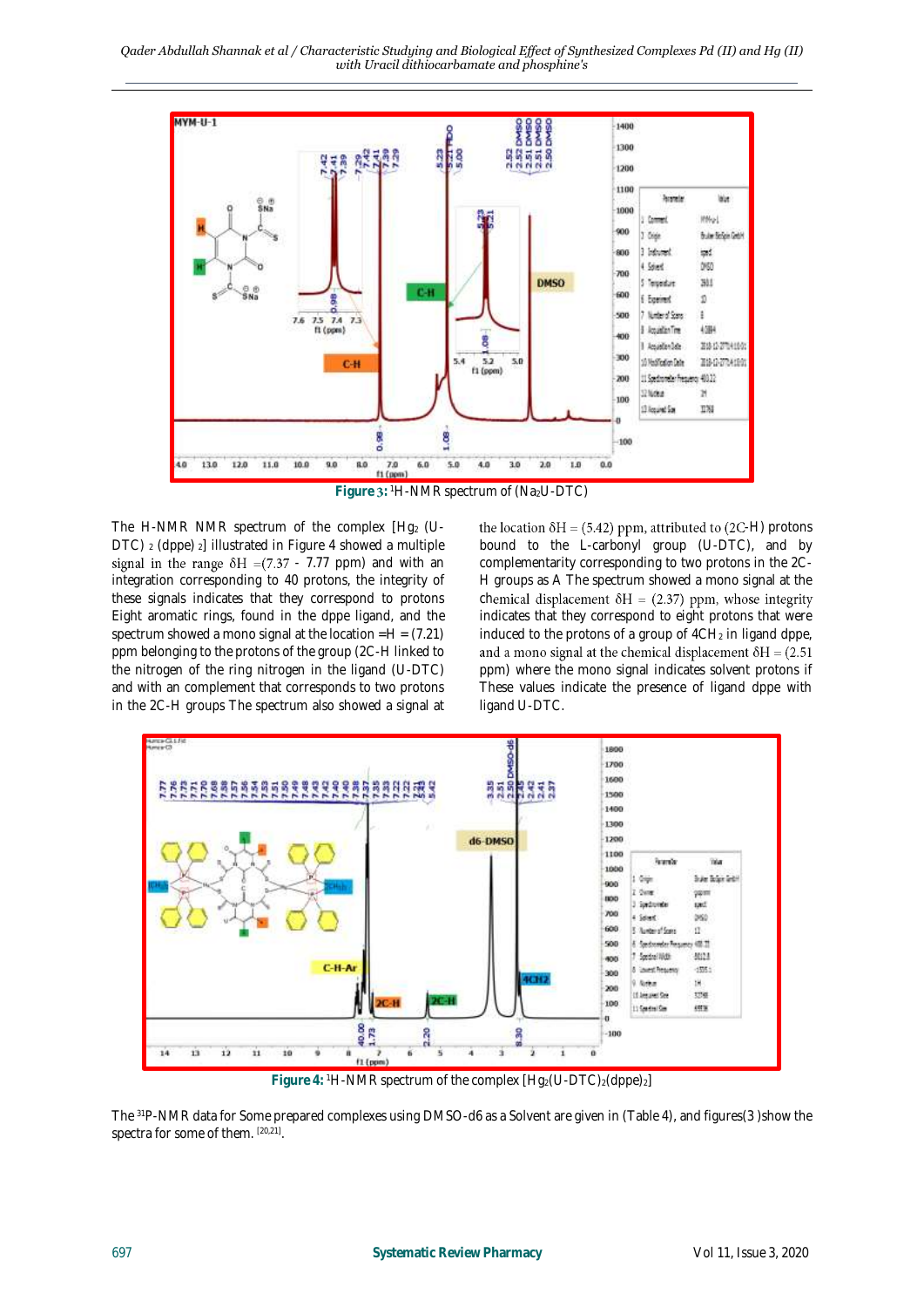Figure 3: $^1$H-NMR spectrum of ($Na_2$U-DTC)

The H-NMR NMR spectrum of the complex [$Hg_2$ (U-DTC) $_2$ (dppe) $_2$] illustrated in Figure 4 showed a multiple signal in the range δH =(7.37 - 7.77 ppm) and with an integration corresponding to 40 protons, the integrity of these signals indicates that they correspond to protons Eight aromatic rings, found in the dppe ligand, and the spectrum showed a mono signal at the location =H = (7.21) ppm belonging to the protons of the group (2C-H linked to the nitrogen of the ring nitrogen in the ligand (U-DTC) and with an complement that corresponds to two protons in the 2C-H groups The spectrum also showed a signal at the location δH = (5.42) ppm, attributed to (2C-H) protons bound to the L-carbonyl group (U-DTC), and by complementarity corresponding to two protons in the 2C-H groups as A The spectrum showed a mono signal at the chemical displacement δH = (2.37) ppm, whose integrity indicates that they correspond to eight protons that were induced to the protons of a group of 4$CH_2$ in ligand dppe, and a mono signal at the chemical displacement δH = (2.51 ppm) where the mono signal indicates solvent protons if These values indicate the presence of ligand dppe with ligand U-DTC.

Figure 4: $^1$H-NMR spectrum of the complex [$Hg_2$(U-DTC)$_2$(dppe)$_2$]

The $^{31}$P-NMR data for Some prepared complexes using DMSO-d6 as a Solvent are given in (Table 4), and figures(3 )show the spectra for some of them. [20,21].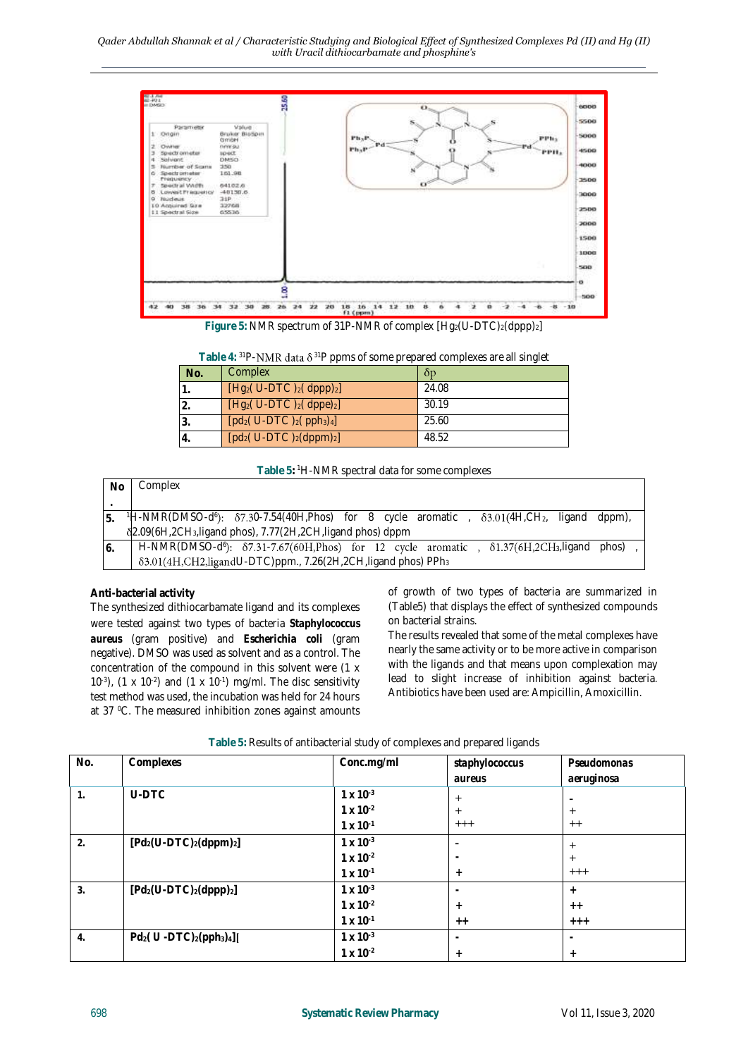**Figure 5:** NMR spectrum of 31P-NMR of complex $[Hg_2(U\text{-}DTC)_2(dppp)_2]$

**Table 4:** $^{31}P$-NMR data $\delta$ $^{31}P$ ppms of some prepared complexes are all singlet

| No. | Complex | δp |
|---|---|---|
| 1. | $[Hg_2(U\text{-}DTC)_2(dppp)_2]$ | 24.08 |
| 2. | $[Hg_2(U\text{-}DTC)_2(dppe)_2]$ | 30.19 |
| 3. | $[pd_2(U\text{-}DTC)_2(pph_3)_4]$ | 25.60 |
| 4. | $[pd_2(U\text{-}DTC)_2(dppm)_2]$ | 48.52 |

**Table 5:** $^1H$-NMR spectral data for some complexes

| No. | Complex |
|---|---|
| 5. | $^1H$-NMR(DMSO-d[6]): δ7.30-7.54(40H,Phos) for 8 cycle aromatic , δ3.01(4H,$CH_2$, ligand dppm), δ2.09(6H,$2CH_3$,ligand phos), 7.77(2H,2CH,ligand phos) dppm |
| 6. | H-NMR(DMSO-d[6]): δ7.31-7.67(60H,Phos) for 12 cycle aromatic , δ1.37(6H,$2CH_3$,ligand phos) , δ3.01(4H,CH2,ligandU-DTC)ppm., 7.26(2H,2CH,ligand phos) $PPh_3$ |

## Anti-bacterial activity

The synthesized dithiocarbamate ligand and its complexes were tested against two types of bacteria **Staphylococcus aureus** (gram positive) and **Escherichia coli** (gram negative). DMSO was used as solvent and as a control. The concentration of the compound in this solvent were ($1 \times 10^{-3}$), ($1 \times 10^{-2}$) and ($1 \times 10^{-1}$) mg/ml. The disc sensitivity test method was used, the incubation was held for 24 hours at 37 $^0$C. The measured inhibition zones against amounts of growth of two types of bacteria are summarized in (Table5) that displays the effect of synthesized compounds on bacterial strains.

The results revealed that some of the metal complexes have nearly the same activity or to be more active in comparison with the ligands and that means upon complexation may lead to slight increase of inhibition against bacteria. Antibiotics have been used are: Ampicillin, Amoxicillin.

**Table 5:** Results of antibacterial study of complexes and prepared ligands

| No. | Complexes | Conc.mg/ml | staphylococcus aureus | Pseudomonas aeruginosa |
|---|---|---|---|---|
| 1. | U-DTC | $1 \times 10^{-3}$ | + | - |
| | | $1 \times 10^{-2}$ | + | + |
| | | $1 \times 10^{-1}$ | +++ | ++ |
| 2. | $[Pd_2(U\text{-}DTC)_2(dppm)_2]$ | $1 \times 10^{-3}$ | - | + |
| | | $1 \times 10^{-2}$ | - | + |
| | | $1 \times 10^{-1}$ | + | +++ |
| 3. | $[Pd_2(U\text{-}DTC)_2(dppp)_2]$ | $1 \times 10^{-3}$ | - | + |
| | | $1 \times 10^{-2}$ | + | ++ |
| | | $1 \times 10^{-1}$ | ++ | +++ |
| 4. | $Pd_2(U\text{-}DTC)_2(pph_3)_4]$[ | $1 \times 10^{-3}$ | - | - |
| | | $1 \times 10^{-2}$ | + | + |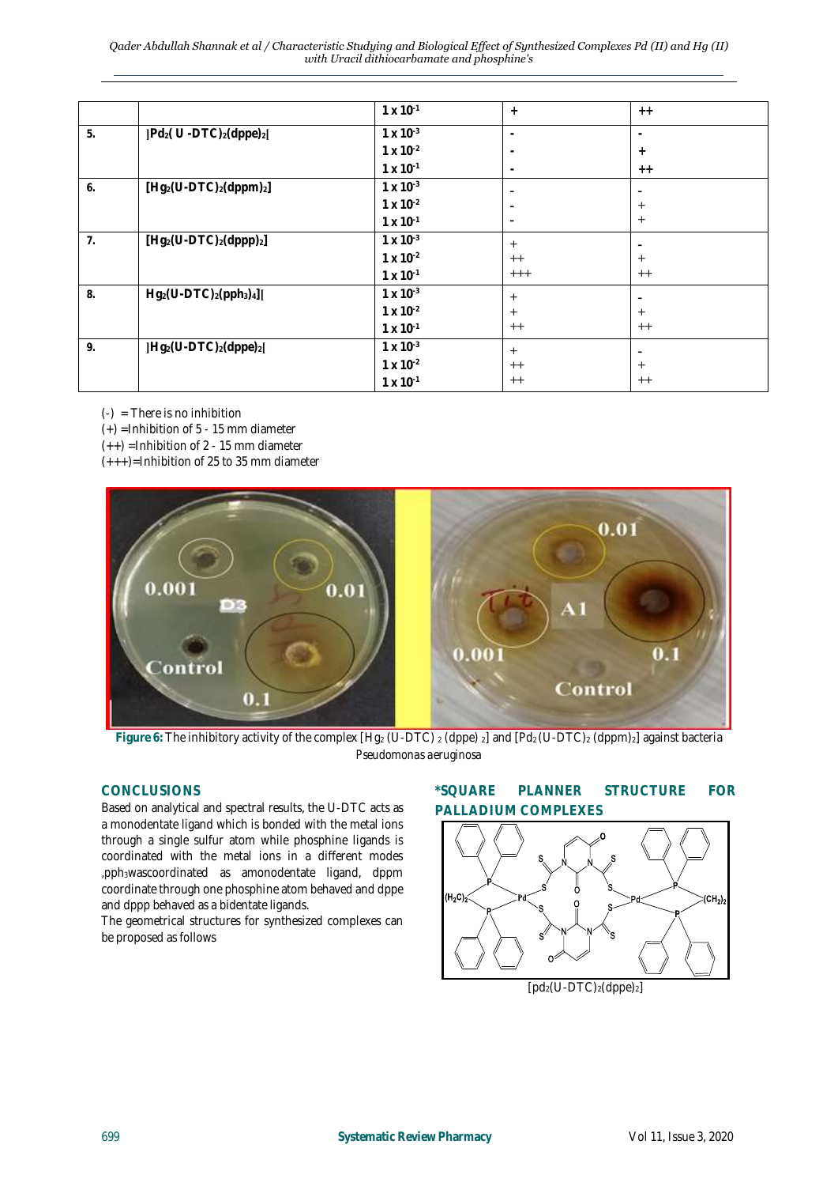| | | $1 \times 10^{-1}$ | + | ++ |
|---|---|---|---|---|
| 5. | ]$Pd_2$( U -DTC)$_2$(dppe)$_2$[ | $1 \times 10^{-3}$<br>$1 \times 10^{-2}$<br>$1 \times 10^{-1}$ | -<br>-<br>- | -<br>+<br>++ |
| 6. | [$Hg_2$(U-DTC)$_2$(dppm)$_2$] | $1 \times 10^{-3}$<br>$1 \times 10^{-2}$<br>$1 \times 10^{-1}$ | -<br>-<br>- | -<br>+<br>+ |
| 7. | [$Hg_2$(U-DTC)$_2$(dppp)$_2$] | $1 \times 10^{-3}$<br>$1 \times 10^{-2}$<br>$1 \times 10^{-1}$ | +<br>++<br>+++ | -<br>+<br>++ |
| 8. | $Hg_2$(U-DTC)$_2$($pph_3$)$_4$][ | $1 \times 10^{-3}$<br>$1 \times 10^{-2}$<br>$1 \times 10^{-1}$ | +<br>+<br>++ | -<br>+<br>++ |
| 9. | ]$Hg_2$(U-DTC)$_2$(dppe)$_2$[ | $1 \times 10^{-3}$<br>$1 \times 10^{-2}$<br>$1 \times 10^{-1}$ | +<br>++<br>++ | -<br>+<br>++ |

(-) = There is no inhibition
(+) =Inhibition of 5 - 15 mm diameter
(++) =Inhibition of 2 - 15 mm diameter
(+++)=Inhibition of 25 to 35 mm diameter

**Figure 6:** The inhibitory activity of the complex [$Hg_2$ (U-DTC) $_2$ (dppe) $_2$] and [$Pd_2$ (U-DTC)$_2$ (dppm)$_2$] against bacteria *Pseudomonas aeruginosa*

## CONCLUSIONS

Based on analytical and spectral results, the U-DTC acts as a monodentate ligand which is bonded with the metal ions through a single sulfur atom while phosphine ligands is coordinated with the metal ions in a different modes ,$pph_3$wascoordinated as amonodentate ligand, dppm coordinate through one phosphine atom behaved and dppe and dppp behaved as a bidentate ligands.

The geometrical structures for synthesized complexes can be proposed as follows

## *SQUARE PLANNER STRUCTURE FOR PALLADIUM COMPLEXES

[$pd_2$(U-DTC)$_2$(dppe)$_2$]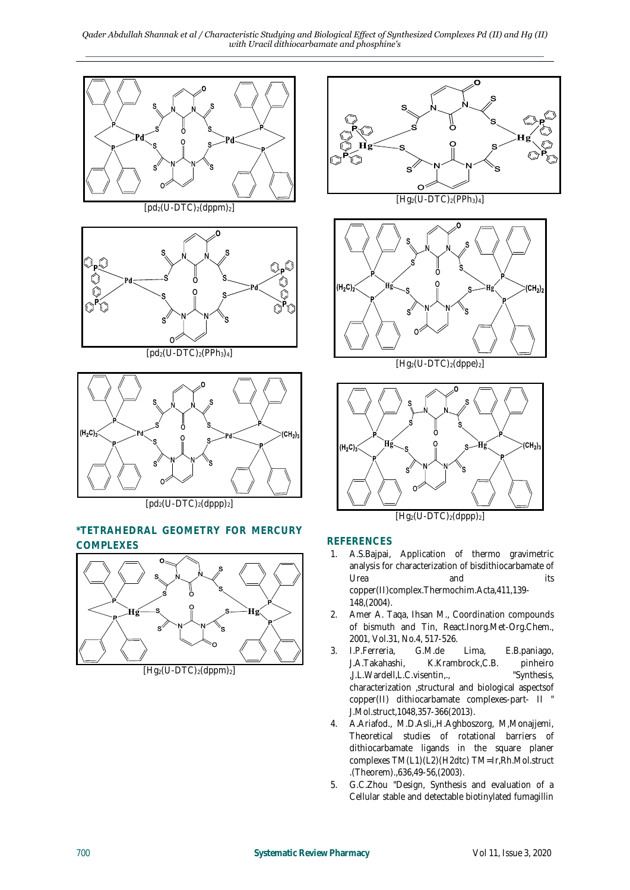$[pd_2(U\text{-}DTC)_2(dppm)_2]$

$[pd_2(U\text{-}DTC)_2(PPh_3)_4]$

$[pd_2(U\text{-}DTC)_2(dppp)_2]$

## *TETRAHEDRAL GEOMETRY FOR MERCURY COMPLEXES

$[Hg_2(U\text{-}DTC)_2(dppm)_2]$

$[Hg_2(U\text{-}DTC)_2(PPh_3)_4]$

$[Hg_2(U\text{-}DTC)_2(dppe)_2]$

$[Hg_2(U\text{-}DTC)_2(dppp)_2]$

## REFERENCES

1. A.S.Bajpai, Application of thermo gravimetric analysis for characterization of bisdithiocarbamate of Urea and its copper(II)complex.Thermochim.Acta,411,139-148,(2004).
2. Amer A. Taqa, Ihsan M., Coordination compounds of bismuth and Tin, React.Inorg.Met-Org.Chem., 2001, Vol.31, No.4, 517-526.
3. I.P.Ferreria, G.M.de Lima, E.B.paniago, J.A.Takahashi, K.Krambrock,C.B. pinheiro ,J.L.Wardell,L.C.visentin,., "Synthesis, characterization ,structural and biological aspectsof copper(II) dithiocarbamate complexes-part- II " J.Mol.struct,1048,357-366(2013).
4. A.Ariafod., M.D.Asli,,H.Aghboszorg, M,Monajjemi, Theoretical studies of rotational barriers of dithiocarbamate ligands in the square planer complexes TM(L1)(L2)(H2dtc) TM=Ir,Rh.Mol.struct .(Theorem).,636,49-56,(2003).
5. G.C.Zhou "Design, Synthesis and evaluation of a Cellular stable and detectable biotinylated fumagillin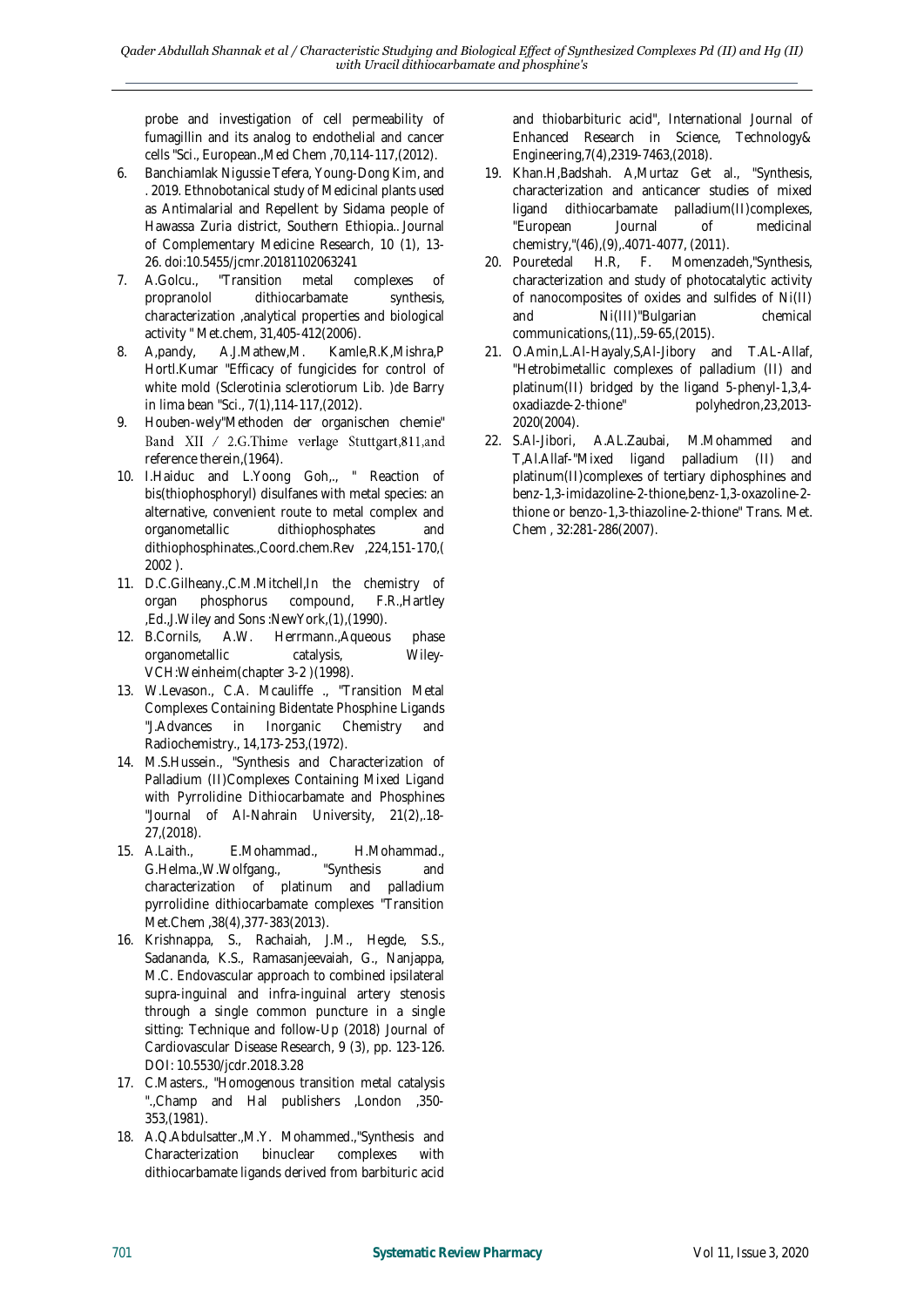probe and investigation of cell permeability of fumagillin and its analog to endothelial and cancer cells "Sci., European.,Med Chem ,70,114-117,(2012).

6. Banchiamlak Nigussie Tefera, Young-Dong Kim, and . 2019. Ethnobotanical study of Medicinal plants used as Antimalarial and Repellent by Sidama people of Hawassa Zuria district, Southern Ethiopia.. Journal of Complementary Medicine Research, 10 (1), 13-26. doi:10.5455/jcmr.20181102063241
7. A.Golcu., "Transition metal complexes of propranolol dithiocarbamate synthesis, characterization ,analytical properties and biological activity " Met.chem, 31,405-412(2006).
8. A,pandy, A.J.Mathew,M. Kamle,R.K,Mishra,P Hortl.Kumar "Efficacy of fungicides for control of white mold (Sclerotinia sclerotiorum Lib. )de Barry in lima bean "Sci., 7(1),114-117,(2012).
9. Houben-wely"Methoden der organischen chemie" Band XII / 2.G.Thime verlage Stuttgart,811,and reference therein,(1964).
10. I.Haiduc and L.Yoong Goh,., " Reaction of bis(thiophosphoryl) disulfanes with metal species: an alternative, convenient route to metal complex and organometallic dithiophosphates and dithiophosphinates.,Coord.chem.Rev ,224,151-170,( 2002 ).
11. D.C.Gilheany.,C.M.Mitchell,In the chemistry of organ phosphorus compound, F.R.,Hartley ,Ed.,J.Wiley and Sons :NewYork,(1),(1990).
12. B.Cornils, A.W. Herrmann.,Aqueous phase organometallic catalysis, Wiley-VCH:Weinheim(chapter 3-2 )(1998).
13. W.Levason., C.A. Mcauliffe ., "Transition Metal Complexes Containing Bidentate Phosphine Ligands "J.Advances in Inorganic Chemistry and Radiochemistry., 14,173-253,(1972).
14. M.S.Hussein., "Synthesis and Characterization of Palladium (II)Complexes Containing Mixed Ligand with Pyrrolidine Dithiocarbamate and Phosphines "Journal of Al-Nahrain University, 21(2),.18-27,(2018).
15. A.Laith., E.Mohammad., H.Mohammad., G.Helma.,W.Wolfgang., "Synthesis and characterization of platinum and palladium pyrrolidine dithiocarbamate complexes "Transition Met.Chem ,38(4),377-383(2013).
16. Krishnappa, S., Rachaiah, J.M., Hegde, S.S., Sadananda, K.S., Ramasanjeevaiah, G., Nanjappa, M.C. Endovascular approach to combined ipsilateral supra-inguinal and infra-inguinal artery stenosis through a single common puncture in a single sitting: Technique and follow-Up (2018) Journal of Cardiovascular Disease Research, 9 (3), pp. 123-126. DOI: 10.5530/jcdr.2018.3.28
17. C.Masters., "Homogenous transition metal catalysis ".,Champ and Hal publishers ,London ,350-353,(1981).
18. A.Q.Abdulsatter.,M.Y. Mohammed.,"Synthesis and Characterization binuclear complexes with dithiocarbamate ligands derived from barbituric acid and thiobarbituric acid", International Journal of Enhanced Research in Science, Technology& Engineering,7(4),2319-7463,(2018).
19. Khan.H,Badshah. A,Murtaz Get al., "Synthesis, characterization and anticancer studies of mixed ligand dithiocarbamate palladium(II)complexes, "European Journal of medicinal chemistry,"(46),(9),.4071-4077, (2011).
20. Pouretedal H.R, F. Momenzadeh,"Synthesis, characterization and study of photocatalytic activity of nanocomposites of oxides and sulfides of Ni(II) and Ni(III)"Bulgarian chemical communications,(11),.59-65,(2015).
21. O.Amin,L.Al-Hayaly,S,Al-Jibory and T.AL-Allaf, "Hetrobimetallic complexes of palladium (II) and platinum(II) bridged by the ligand 5-phenyl-1,3,4-oxadiazde-2-thione" polyhedron,23,2013-2020(2004).
22. S.Al-Jibori, A.AL.Zaubai, M.Mohammed and T,Al.Allaf-"Mixed ligand palladium (II) and platinum(II)complexes of tertiary diphosphines and benz-1,3-imidazoline-2-thione,benz-1,3-oxazoline-2-thione or benzo-1,3-thiazoline-2-thione" Trans. Met. Chem , 32:281-286(2007).